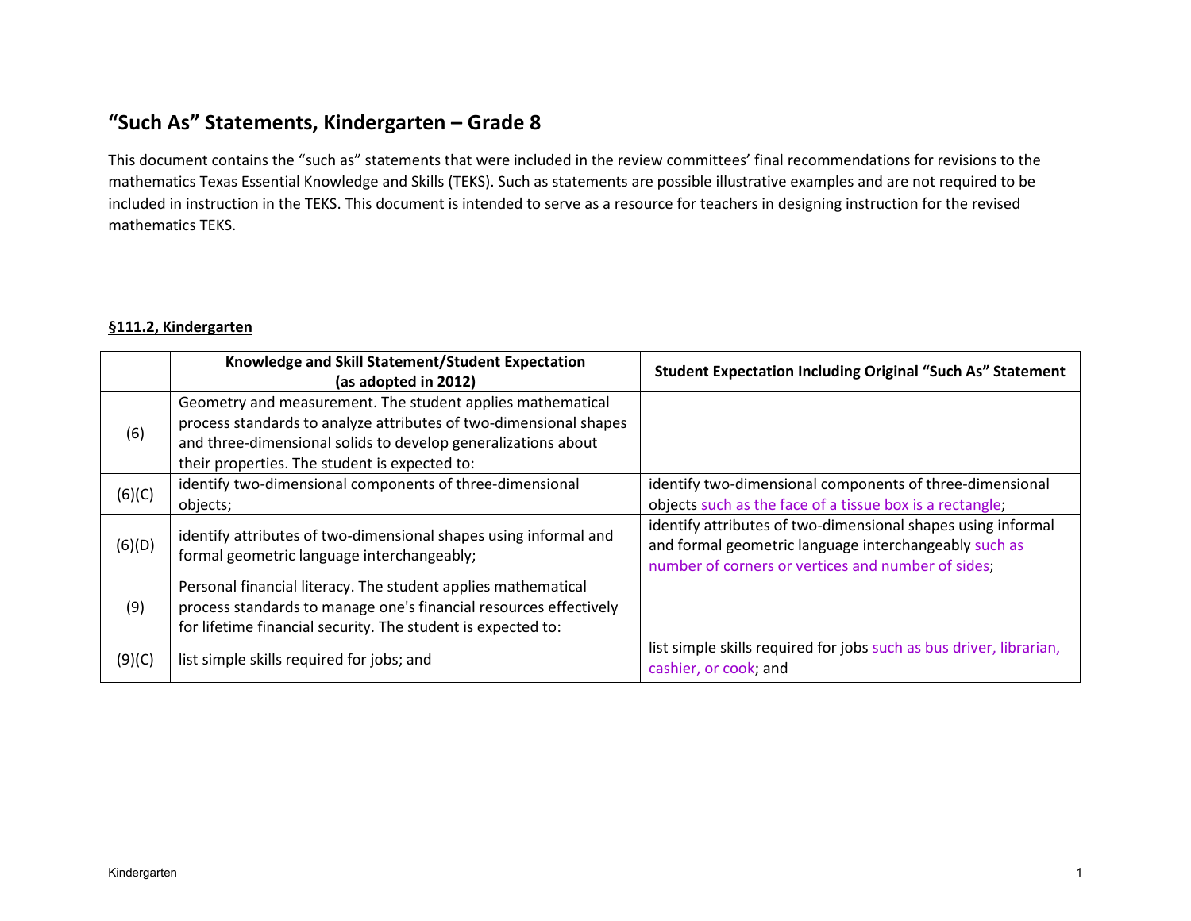# "Such As" Statements, Kindergarten – Grade 8

This document contains the "such as" statements that were included in the review committees' final recommendations for revisions to the mathematics Texas Essential Knowledge and Skills (TEKS). Such as statements are possible illustrative examples and are not required to be included in instruction in the TEKS. This document is intended to serve as a resource for teachers in designing instruction for the revised mathematics TEKS.

## §111.2, Kindergarten

| | Knowledge and Skill Statement/Student Expectation (as adopted in 2012) | Student Expectation Including Original "Such As" Statement |
|---|---|---|
| (6) | Geometry and measurement. The student applies mathematical process standards to analyze attributes of two-dimensional shapes and three-dimensional solids to develop generalizations about their properties. The student is expected to: | |
| (6)(C) | identify two-dimensional components of three-dimensional objects; | identify two-dimensional components of three-dimensional objects such as the face of a tissue box is a rectangle; |
| (6)(D) | identify attributes of two-dimensional shapes using informal and formal geometric language interchangeably; | identify attributes of two-dimensional shapes using informal and formal geometric language interchangeably such as number of corners or vertices and number of sides; |
| (9) | Personal financial literacy. The student applies mathematical process standards to manage one's financial resources effectively for lifetime financial security. The student is expected to: | |
| (9)(C) | list simple skills required for jobs; and | list simple skills required for jobs such as bus driver, librarian, cashier, or cook; and |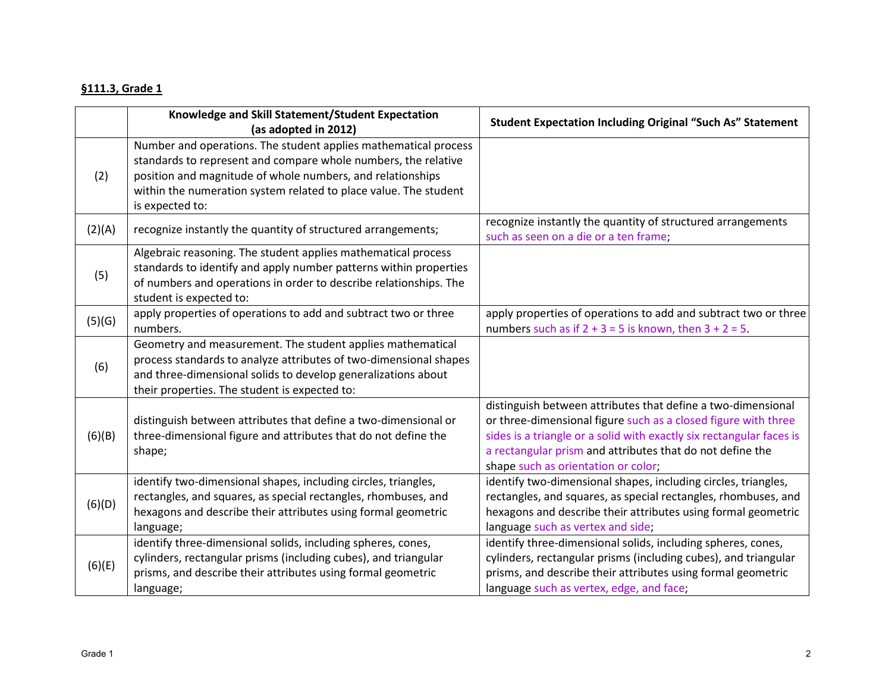**§111.3, Grade 1**

| | Knowledge and Skill Statement/Student Expectation (as adopted in 2012) | Student Expectation Including Original "Such As" Statement |
|---|---|---|
| (2) | Number and operations. The student applies mathematical process standards to represent and compare whole numbers, the relative position and magnitude of whole numbers, and relationships within the numeration system related to place value. The student is expected to: | |
| (2)(A) | recognize instantly the quantity of structured arrangements; | recognize instantly the quantity of structured arrangements such as seen on a die or a ten frame; |
| (5) | Algebraic reasoning. The student applies mathematical process standards to identify and apply number patterns within properties of numbers and operations in order to describe relationships. The student is expected to: | |
| (5)(G) | apply properties of operations to add and subtract two or three numbers. | apply properties of operations to add and subtract two or three numbers such as if $2 + 3 = 5$ is known, then $3 + 2 = 5$. |
| (6) | Geometry and measurement. The student applies mathematical process standards to analyze attributes of two-dimensional shapes and three-dimensional solids to develop generalizations about their properties. The student is expected to: | |
| (6)(B) | distinguish between attributes that define a two-dimensional or three-dimensional figure and attributes that do not define the shape; | distinguish between attributes that define a two-dimensional or three-dimensional figure such as a closed figure with three sides is a triangle or a solid with exactly six rectangular faces is a rectangular prism and attributes that do not define the shape such as orientation or color; |
| (6)(D) | identify two-dimensional shapes, including circles, triangles, rectangles, and squares, as special rectangles, rhombuses, and hexagons and describe their attributes using formal geometric language; | identify two-dimensional shapes, including circles, triangles, rectangles, and squares, as special rectangles, rhombuses, and hexagons and describe their attributes using formal geometric language such as vertex and side; |
| (6)(E) | identify three-dimensional solids, including spheres, cones, cylinders, rectangular prisms (including cubes), and triangular prisms, and describe their attributes using formal geometric language; | identify three-dimensional solids, including spheres, cones, cylinders, rectangular prisms (including cubes), and triangular prisms, and describe their attributes using formal geometric language such as vertex, edge, and face; |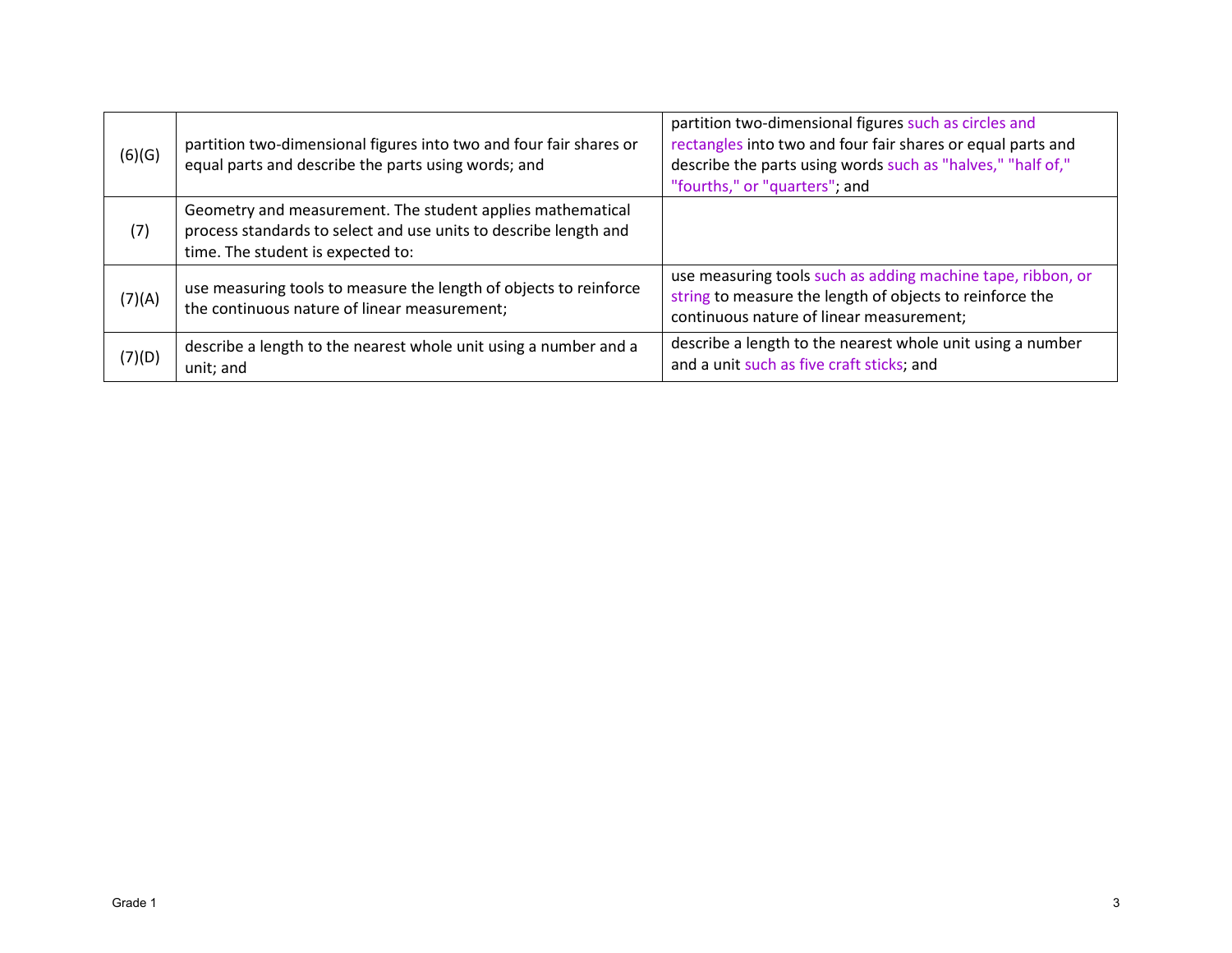| (6)(G) | partition two-dimensional figures into two and four fair shares or equal parts and describe the parts using words; and | partition two-dimensional figures such as circles and rectangles into two and four fair shares or equal parts and describe the parts using words such as "halves," "half of," "fourths," or "quarters"; and |
|---|---|---|
| (7) | Geometry and measurement. The student applies mathematical process standards to select and use units to describe length and time. The student is expected to: | |
| (7)(A) | use measuring tools to measure the length of objects to reinforce the continuous nature of linear measurement; | use measuring tools such as adding machine tape, ribbon, or string to measure the length of objects to reinforce the continuous nature of linear measurement; |
| (7)(D) | describe a length to the nearest whole unit using a number and a unit; and | describe a length to the nearest whole unit using a number and a unit such as five craft sticks; and |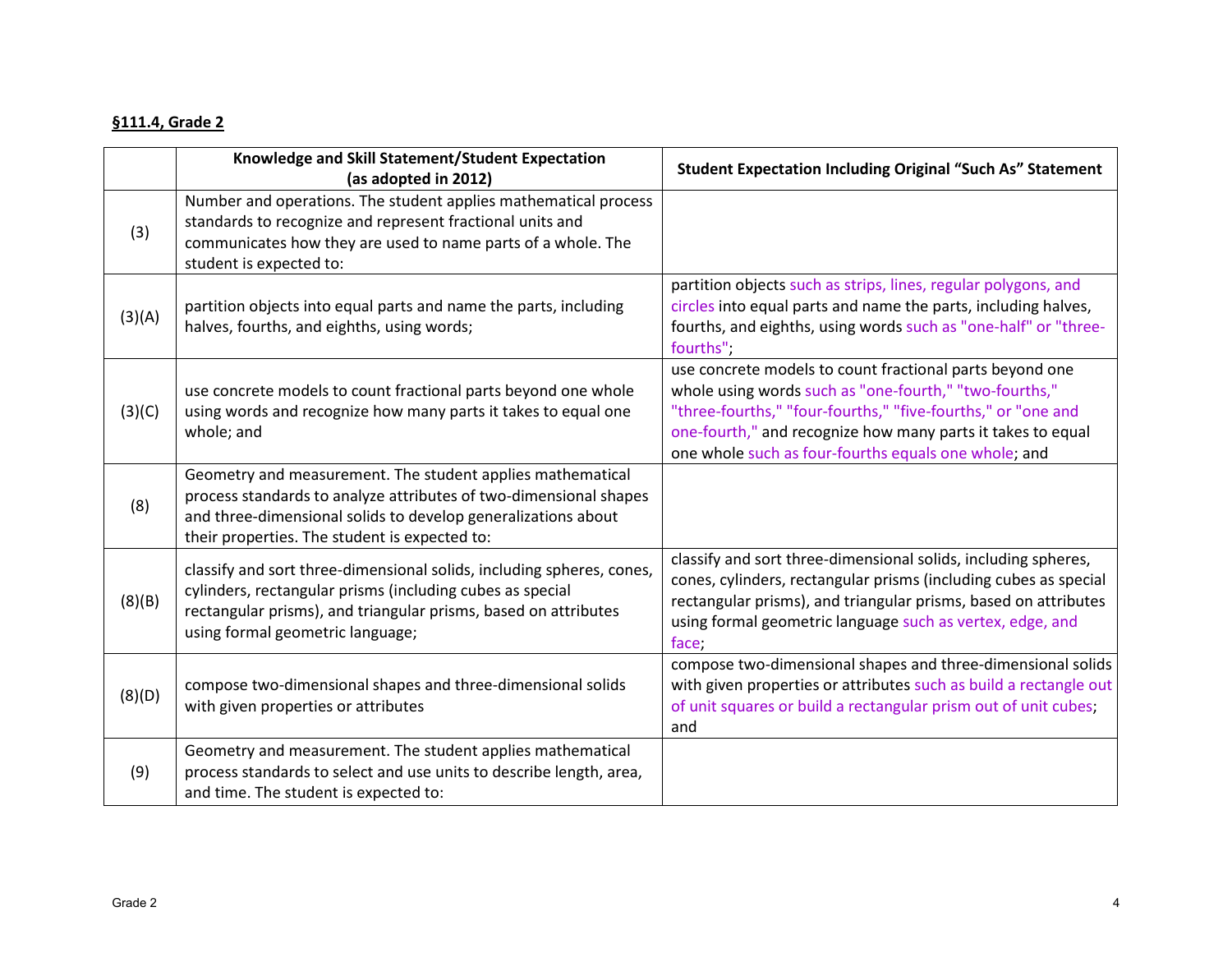**§111.4, Grade 2**

| | Knowledge and Skill Statement/Student Expectation (as adopted in 2012) | Student Expectation Including Original "Such As" Statement |
|---|---|---|
| (3) | Number and operations. The student applies mathematical process standards to recognize and represent fractional units and communicates how they are used to name parts of a whole. The student is expected to: | |
| (3)(A) | partition objects into equal parts and name the parts, including halves, fourths, and eighths, using words; | partition objects such as strips, lines, regular polygons, and circles into equal parts and name the parts, including halves, fourths, and eighths, using words such as "one-half" or "three-fourths"; |
| (3)(C) | use concrete models to count fractional parts beyond one whole using words and recognize how many parts it takes to equal one whole; and | use concrete models to count fractional parts beyond one whole using words such as "one-fourth," "two-fourths," "three-fourths," "four-fourths," "five-fourths," or "one and one-fourth," and recognize how many parts it takes to equal one whole such as four-fourths equals one whole; and |
| (8) | Geometry and measurement. The student applies mathematical process standards to analyze attributes of two-dimensional shapes and three-dimensional solids to develop generalizations about their properties. The student is expected to: | |
| (8)(B) | classify and sort three-dimensional solids, including spheres, cones, cylinders, rectangular prisms (including cubes as special rectangular prisms), and triangular prisms, based on attributes using formal geometric language; | classify and sort three-dimensional solids, including spheres, cones, cylinders, rectangular prisms (including cubes as special rectangular prisms), and triangular prisms, based on attributes using formal geometric language such as vertex, edge, and face; |
| (8)(D) | compose two-dimensional shapes and three-dimensional solids with given properties or attributes | compose two-dimensional shapes and three-dimensional solids with given properties or attributes such as build a rectangle out of unit squares or build a rectangular prism out of unit cubes; and |
| (9) | Geometry and measurement. The student applies mathematical process standards to select and use units to describe length, area, and time. The student is expected to: | |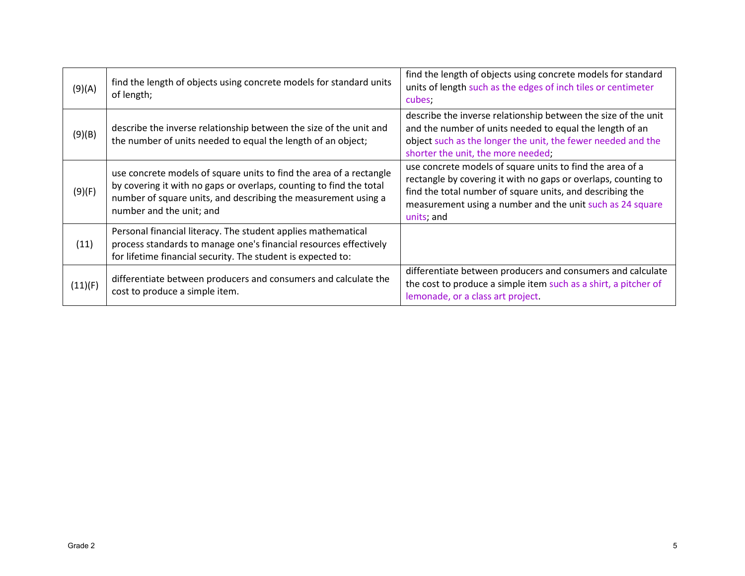|  |  |  |
|---|---|---|
| (9)(A) | find the length of objects using concrete models for standard units of length; | find the length of objects using concrete models for standard units of length such as the edges of inch tiles or centimeter cubes; |
| (9)(B) | describe the inverse relationship between the size of the unit and the number of units needed to equal the length of an object; | describe the inverse relationship between the size of the unit and the number of units needed to equal the length of an object such as the longer the unit, the fewer needed and the shorter the unit, the more needed; |
| (9)(F) | use concrete models of square units to find the area of a rectangle by covering it with no gaps or overlaps, counting to find the total number of square units, and describing the measurement using a number and the unit; and | use concrete models of square units to find the area of a rectangle by covering it with no gaps or overlaps, counting to find the total number of square units, and describing the measurement using a number and the unit such as 24 square units; and |
| (11) | Personal financial literacy. The student applies mathematical process standards to manage one's financial resources effectively for lifetime financial security. The student is expected to: |  |
| (11)(F) | differentiate between producers and consumers and calculate the cost to produce a simple item. | differentiate between producers and consumers and calculate the cost to produce a simple item such as a shirt, a pitcher of lemonade, or a class art project. |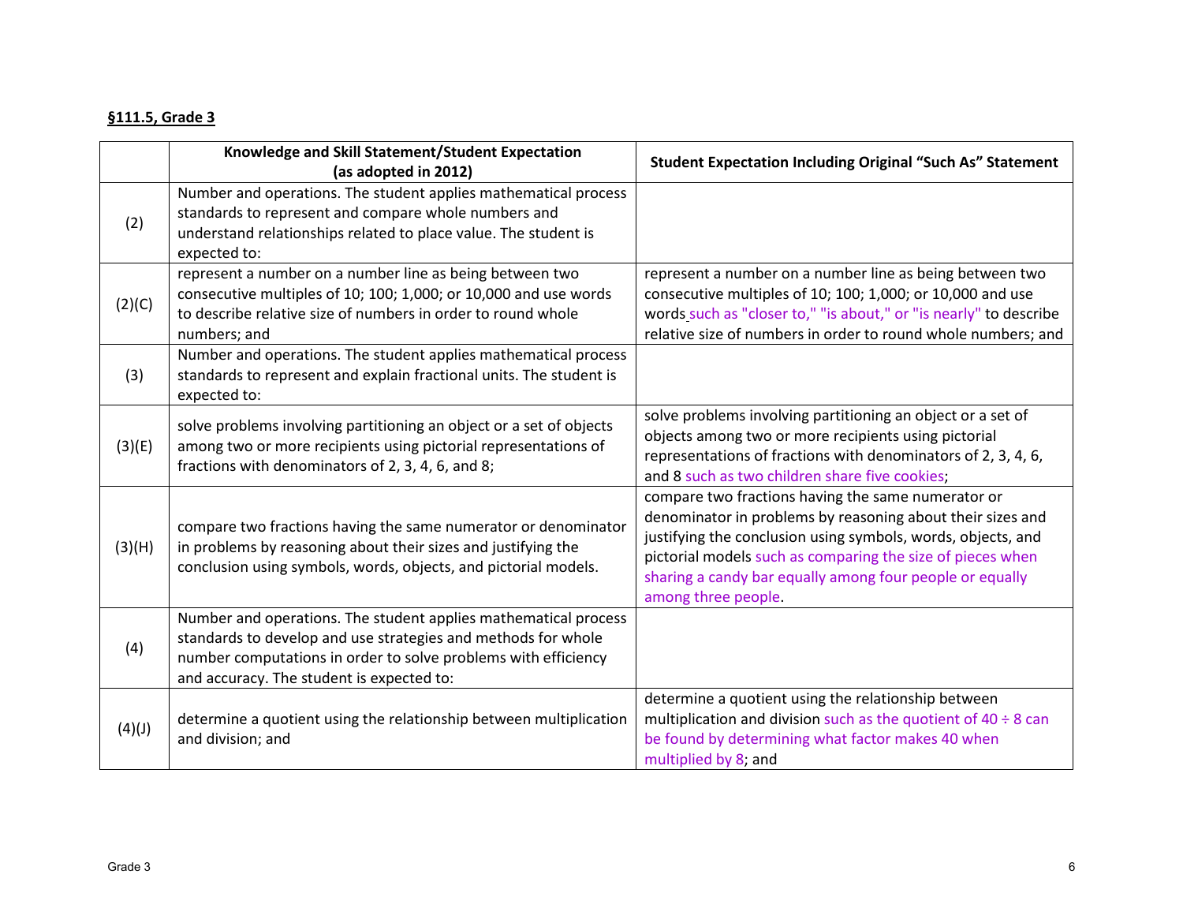**§111.5, Grade 3**

| | Knowledge and Skill Statement/Student Expectation (as adopted in 2012) | Student Expectation Including Original "Such As" Statement |
|---|---|---|
| (2) | Number and operations. The student applies mathematical process standards to represent and compare whole numbers and understand relationships related to place value. The student is expected to: | |
| (2)(C) | represent a number on a number line as being between two consecutive multiples of 10; 100; 1,000; or 10,000 and use words to describe relative size of numbers in order to round whole numbers; and | represent a number on a number line as being between two consecutive multiples of 10; 100; 1,000; or 10,000 and use words such as "closer to," "is about," or "is nearly" to describe relative size of numbers in order to round whole numbers; and |
| (3) | Number and operations. The student applies mathematical process standards to represent and explain fractional units. The student is expected to: | |
| (3)(E) | solve problems involving partitioning an object or a set of objects among two or more recipients using pictorial representations of fractions with denominators of 2, 3, 4, 6, and 8; | solve problems involving partitioning an object or a set of objects among two or more recipients using pictorial representations of fractions with denominators of 2, 3, 4, 6, and 8 such as two children share five cookies; |
| (3)(H) | compare two fractions having the same numerator or denominator in problems by reasoning about their sizes and justifying the conclusion using symbols, words, objects, and pictorial models. | compare two fractions having the same numerator or denominator in problems by reasoning about their sizes and justifying the conclusion using symbols, words, objects, and pictorial models such as comparing the size of pieces when sharing a candy bar equally among four people or equally among three people. |
| (4) | Number and operations. The student applies mathematical process standards to develop and use strategies and methods for whole number computations in order to solve problems with efficiency and accuracy. The student is expected to: | |
| (4)(J) | determine a quotient using the relationship between multiplication and division; and | determine a quotient using the relationship between multiplication and division such as the quotient of $40 \div 8$ can be found by determining what factor makes 40 when multiplied by 8; and |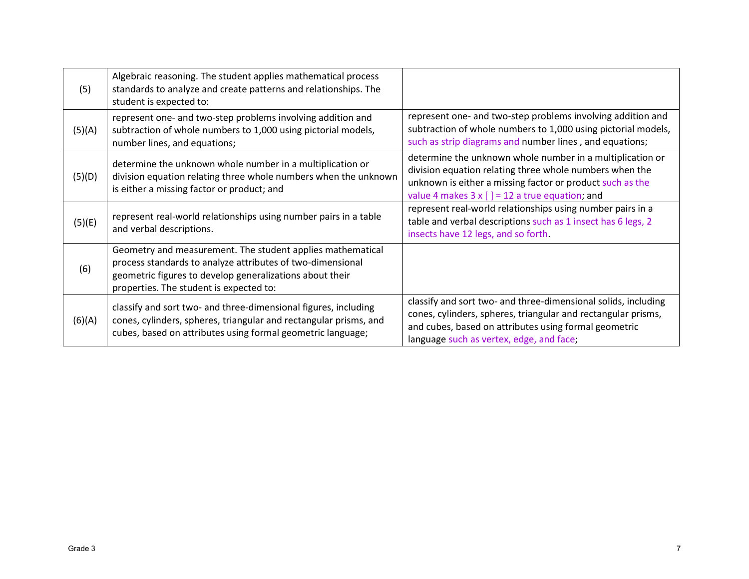| | | |
|---|---|---|
| (5) | Algebraic reasoning. The student applies mathematical process standards to analyze and create patterns and relationships. The student is expected to: | |
| (5)(A) | represent one- and two-step problems involving addition and subtraction of whole numbers to 1,000 using pictorial models, number lines, and equations; | represent one- and two-step problems involving addition and subtraction of whole numbers to 1,000 using pictorial models, such as strip diagrams and number lines , and equations; |
| (5)(D) | determine the unknown whole number in a multiplication or division equation relating three whole numbers when the unknown is either a missing factor or product; and | determine the unknown whole number in a multiplication or division equation relating three whole numbers when the unknown is either a missing factor or product such as the value 4 makes 3 x [ ] = 12 a true equation; and |
| (5)(E) | represent real-world relationships using number pairs in a table and verbal descriptions. | represent real-world relationships using number pairs in a table and verbal descriptions such as 1 insect has 6 legs, 2 insects have 12 legs, and so forth. |
| (6) | Geometry and measurement. The student applies mathematical process standards to analyze attributes of two-dimensional geometric figures to develop generalizations about their properties. The student is expected to: | |
| (6)(A) | classify and sort two- and three-dimensional figures, including cones, cylinders, spheres, triangular and rectangular prisms, and cubes, based on attributes using formal geometric language; | classify and sort two- and three-dimensional solids, including cones, cylinders, spheres, triangular and rectangular prisms, and cubes, based on attributes using formal geometric language such as vertex, edge, and face; |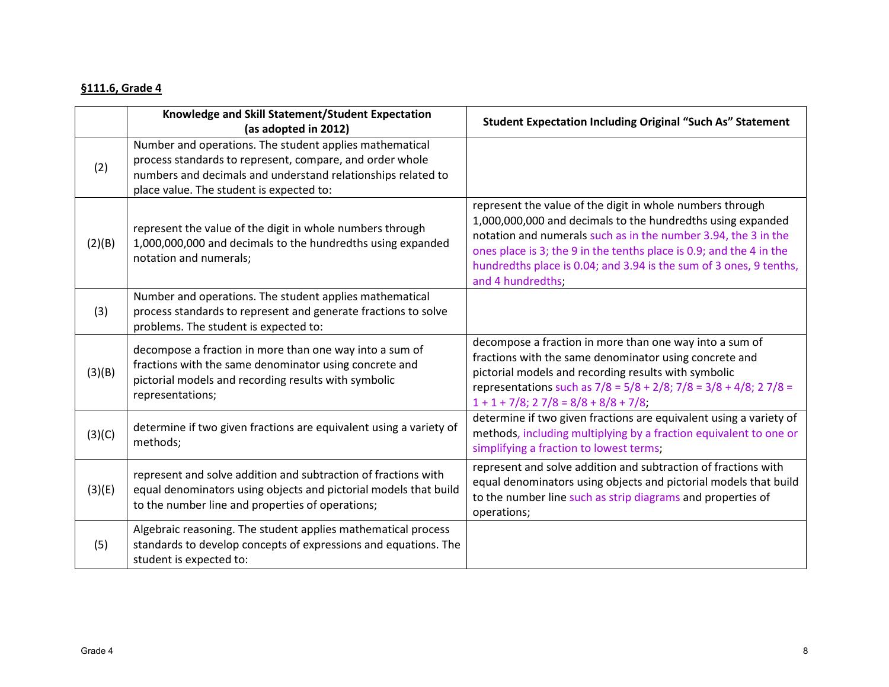**§111.6, Grade 4**

| | Knowledge and Skill Statement/Student Expectation (as adopted in 2012) | Student Expectation Including Original "Such As" Statement |
|---|---|---|
| (2) | Number and operations. The student applies mathematical process standards to represent, compare, and order whole numbers and decimals and understand relationships related to place value. The student is expected to: | |
| (2)(B) | represent the value of the digit in whole numbers through 1,000,000,000 and decimals to the hundredths using expanded notation and numerals; | represent the value of the digit in whole numbers through 1,000,000,000 and decimals to the hundredths using expanded notation and numerals such as in the number 3.94, the 3 in the ones place is 3; the 9 in the tenths place is 0.9; and the 4 in the hundredths place is 0.04; and 3.94 is the sum of 3 ones, 9 tenths, and 4 hundredths; |
| (3) | Number and operations. The student applies mathematical process standards to represent and generate fractions to solve problems. The student is expected to: | |
| (3)(B) | decompose a fraction in more than one way into a sum of fractions with the same denominator using concrete and pictorial models and recording results with symbolic representations; | decompose a fraction in more than one way into a sum of fractions with the same denominator using concrete and pictorial models and recording results with symbolic representations such as $7/8 = 5/8 + 2/8$; $7/8 = 3/8 + 4/8$; $2\ 7/8 = 1 + 1 + 7/8$; $2\ 7/8 = 8/8 + 8/8 + 7/8$; |
| (3)(C) | determine if two given fractions are equivalent using a variety of methods; | determine if two given fractions are equivalent using a variety of methods, including multiplying by a fraction equivalent to one or simplifying a fraction to lowest terms; |
| (3)(E) | represent and solve addition and subtraction of fractions with equal denominators using objects and pictorial models that build to the number line and properties of operations; | represent and solve addition and subtraction of fractions with equal denominators using objects and pictorial models that build to the number line such as strip diagrams and properties of operations; |
| (5) | Algebraic reasoning. The student applies mathematical process standards to develop concepts of expressions and equations. The student is expected to: | |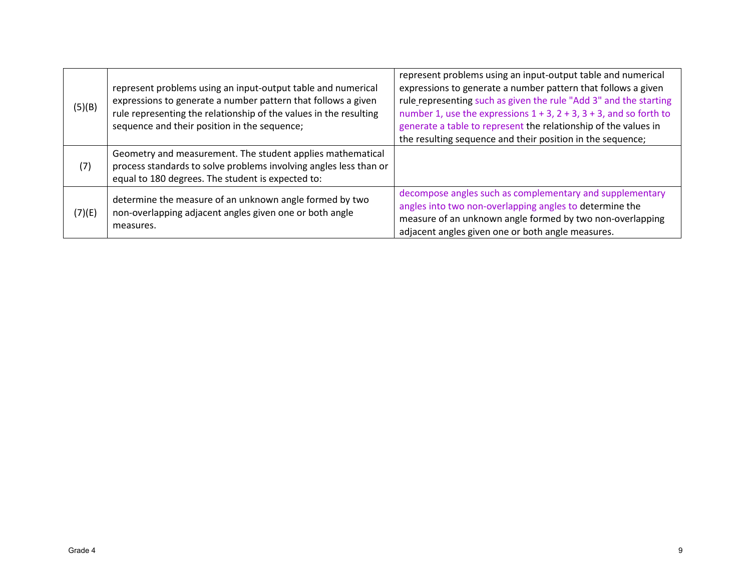| | | |
|---|---|---|
| (5)(B) | represent problems using an input-output table and numerical expressions to generate a number pattern that follows a given rule representing the relationship of the values in the resulting sequence and their position in the sequence; | represent problems using an input-output table and numerical expressions to generate a number pattern that follows a given rule representing such as given the rule "Add 3" and the starting number 1, use the expressions 1 + 3, 2 + 3, 3 + 3, and so forth to generate a table to represent the relationship of the values in the resulting sequence and their position in the sequence; |
| (7) | Geometry and measurement. The student applies mathematical process standards to solve problems involving angles less than or equal to 180 degrees. The student is expected to: | |
| (7)(E) | determine the measure of an unknown angle formed by two non-overlapping adjacent angles given one or both angle measures. | decompose angles such as complementary and supplementary angles into two non-overlapping angles to determine the measure of an unknown angle formed by two non-overlapping adjacent angles given one or both angle measures. |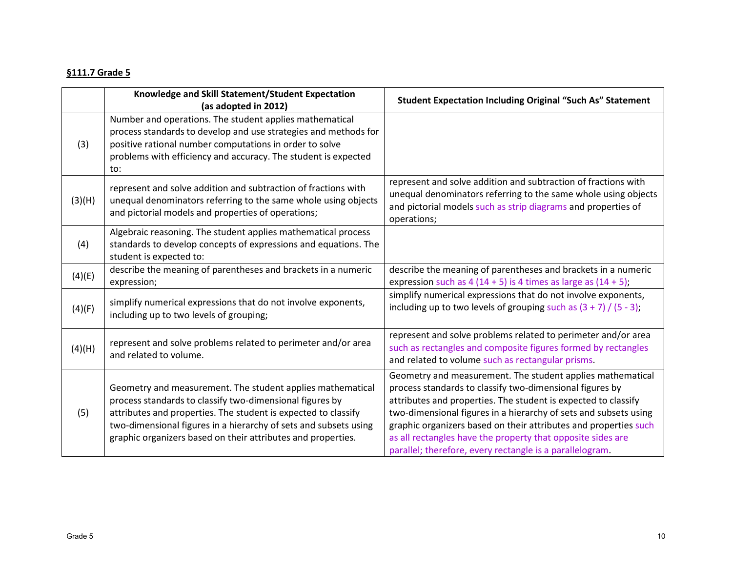**§111.7 Grade 5**

| | Knowledge and Skill Statement/Student Expectation (as adopted in 2012) | Student Expectation Including Original "Such As" Statement |
|---|---|---|
| (3) | Number and operations. The student applies mathematical process standards to develop and use strategies and methods for positive rational number computations in order to solve problems with efficiency and accuracy. The student is expected to: | |
| (3)(H) | represent and solve addition and subtraction of fractions with unequal denominators referring to the same whole using objects and pictorial models and properties of operations; | represent and solve addition and subtraction of fractions with unequal denominators referring to the same whole using objects and pictorial models such as strip diagrams and properties of operations; |
| (4) | Algebraic reasoning. The student applies mathematical process standards to develop concepts of expressions and equations. The student is expected to: | |
| (4)(E) | describe the meaning of parentheses and brackets in a numeric expression; | describe the meaning of parentheses and brackets in a numeric expression such as 4 (14 + 5) is 4 times as large as (14 + 5); |
| (4)(F) | simplify numerical expressions that do not involve exponents, including up to two levels of grouping; | simplify numerical expressions that do not involve exponents, including up to two levels of grouping such as (3 + 7) / (5 - 3); |
| (4)(H) | represent and solve problems related to perimeter and/or area and related to volume. | represent and solve problems related to perimeter and/or area such as rectangles and composite figures formed by rectangles and related to volume such as rectangular prisms. |
| (5) | Geometry and measurement. The student applies mathematical process standards to classify two-dimensional figures by attributes and properties. The student is expected to classify two-dimensional figures in a hierarchy of sets and subsets using graphic organizers based on their attributes and properties. | Geometry and measurement. The student applies mathematical process standards to classify two-dimensional figures by attributes and properties. The student is expected to classify two-dimensional figures in a hierarchy of sets and subsets using graphic organizers based on their attributes and properties such as all rectangles have the property that opposite sides are parallel; therefore, every rectangle is a parallelogram. |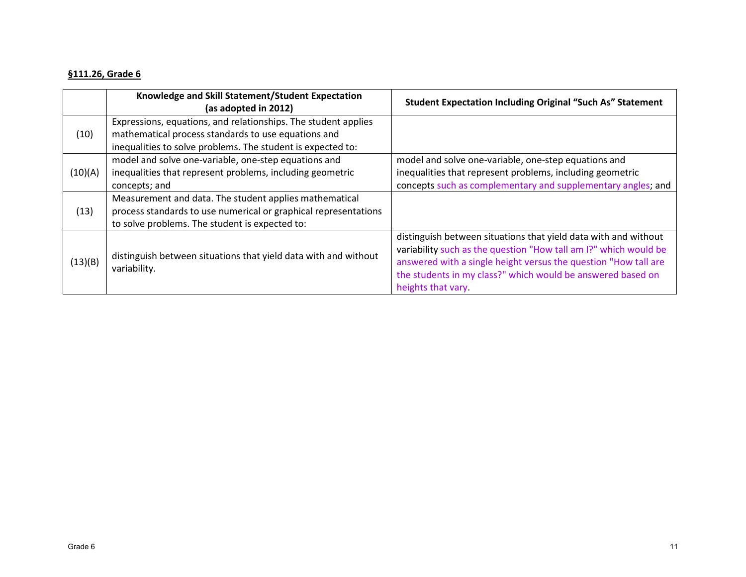**§111.26, Grade 6**

| | Knowledge and Skill Statement/Student Expectation (as adopted in 2012) | Student Expectation Including Original "Such As" Statement |
|---|---|---|
| (10) | Expressions, equations, and relationships. The student applies mathematical process standards to use equations and inequalities to solve problems. The student is expected to: | |
| (10)(A) | model and solve one-variable, one-step equations and inequalities that represent problems, including geometric concepts; and | model and solve one-variable, one-step equations and inequalities that represent problems, including geometric concepts such as complementary and supplementary angles; and |
| (13) | Measurement and data. The student applies mathematical process standards to use numerical or graphical representations to solve problems. The student is expected to: | |
| (13)(B) | distinguish between situations that yield data with and without variability. | distinguish between situations that yield data with and without variability such as the question "How tall am I?" which would be answered with a single height versus the question "How tall are the students in my class?" which would be answered based on heights that vary. |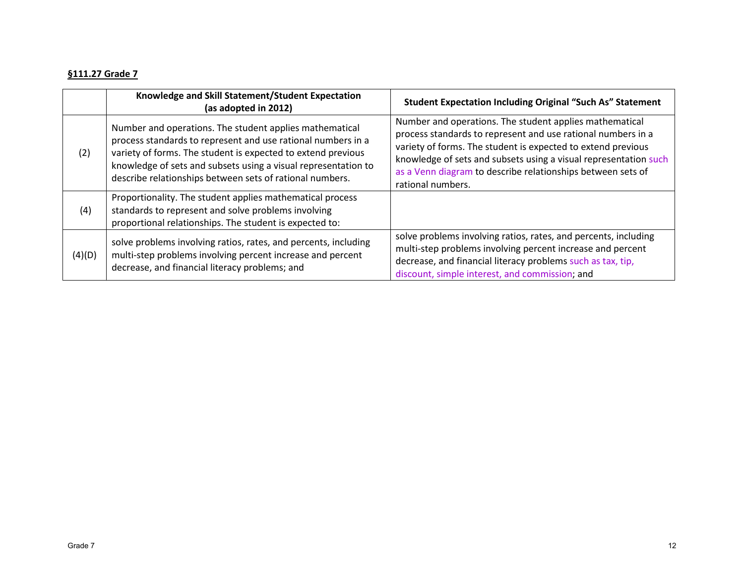**§111.27 Grade 7**

| | Knowledge and Skill Statement/Student Expectation (as adopted in 2012) | Student Expectation Including Original "Such As" Statement |
|---|---|---|
| (2) | Number and operations. The student applies mathematical process standards to represent and use rational numbers in a variety of forms. The student is expected to extend previous knowledge of sets and subsets using a visual representation to describe relationships between sets of rational numbers. | Number and operations. The student applies mathematical process standards to represent and use rational numbers in a variety of forms. The student is expected to extend previous knowledge of sets and subsets using a visual representation such as a Venn diagram to describe relationships between sets of rational numbers. |
| (4) | Proportionality. The student applies mathematical process standards to represent and solve problems involving proportional relationships. The student is expected to: | |
| (4)(D) | solve problems involving ratios, rates, and percents, including multi-step problems involving percent increase and percent decrease, and financial literacy problems; and | solve problems involving ratios, rates, and percents, including multi-step problems involving percent increase and percent decrease, and financial literacy problems such as tax, tip, discount, simple interest, and commission; and |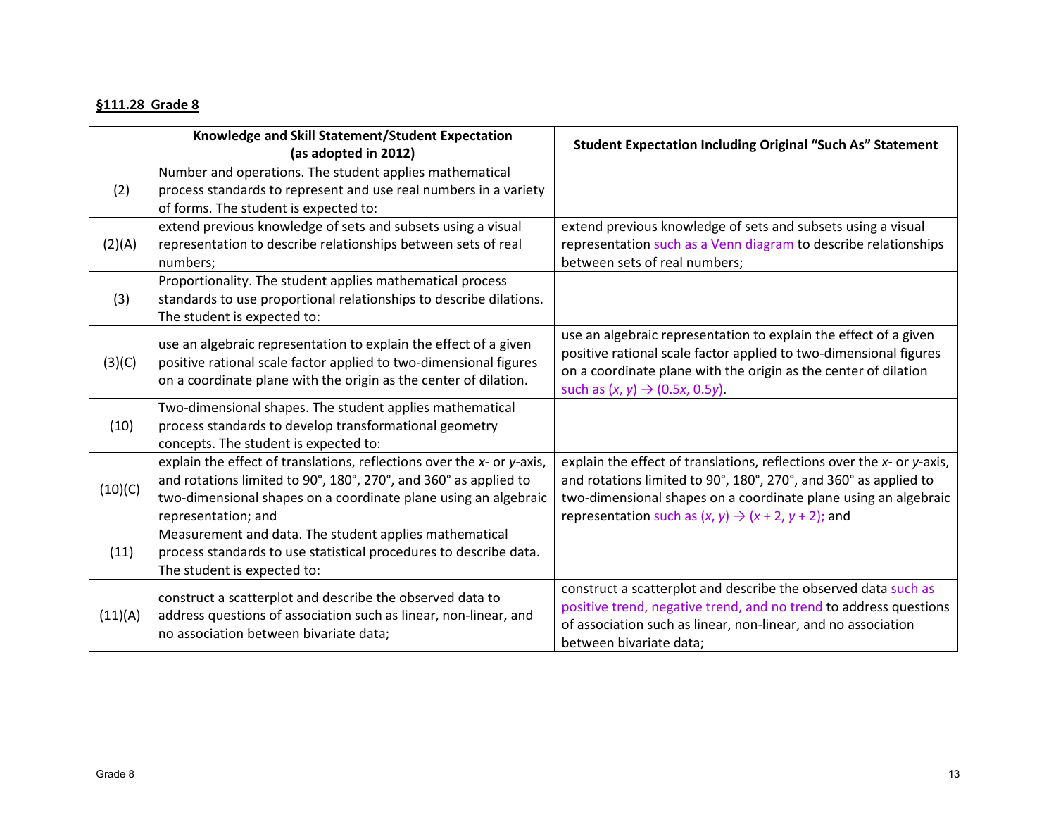**§111.28 Grade 8**

| | Knowledge and Skill Statement/Student Expectation (as adopted in 2012) | Student Expectation Including Original "Such As" Statement |
|---|---|---|
| (2) | Number and operations. The student applies mathematical process standards to represent and use real numbers in a variety of forms. The student is expected to: | |
| (2)(A) | extend previous knowledge of sets and subsets using a visual representation to describe relationships between sets of real numbers; | extend previous knowledge of sets and subsets using a visual representation such as a Venn diagram to describe relationships between sets of real numbers; |
| (3) | Proportionality. The student applies mathematical process standards to use proportional relationships to describe dilations. The student is expected to: | |
| (3)(C) | use an algebraic representation to explain the effect of a given positive rational scale factor applied to two-dimensional figures on a coordinate plane with the origin as the center of dilation. | use an algebraic representation to explain the effect of a given positive rational scale factor applied to two-dimensional figures on a coordinate plane with the origin as the center of dilation such as $(x, y) \rightarrow (0.5x, 0.5y)$. |
| (10) | Two-dimensional shapes. The student applies mathematical process standards to develop transformational geometry concepts. The student is expected to: | |
| (10)(C) | explain the effect of translations, reflections over the *x*- or *y*-axis, and rotations limited to 90°, 180°, 270°, and 360° as applied to two-dimensional shapes on a coordinate plane using an algebraic representation; and | explain the effect of translations, reflections over the *x*- or *y*-axis, and rotations limited to 90°, 180°, 270°, and 360° as applied to two-dimensional shapes on a coordinate plane using an algebraic representation such as $(x, y) \rightarrow (x + 2, y + 2)$; and |
| (11) | Measurement and data. The student applies mathematical process standards to use statistical procedures to describe data. The student is expected to: | |
| (11)(A) | construct a scatterplot and describe the observed data to address questions of association such as linear, non-linear, and no association between bivariate data; | construct a scatterplot and describe the observed data such as positive trend, negative trend, and no trend to address questions of association such as linear, non-linear, and no association between bivariate data; |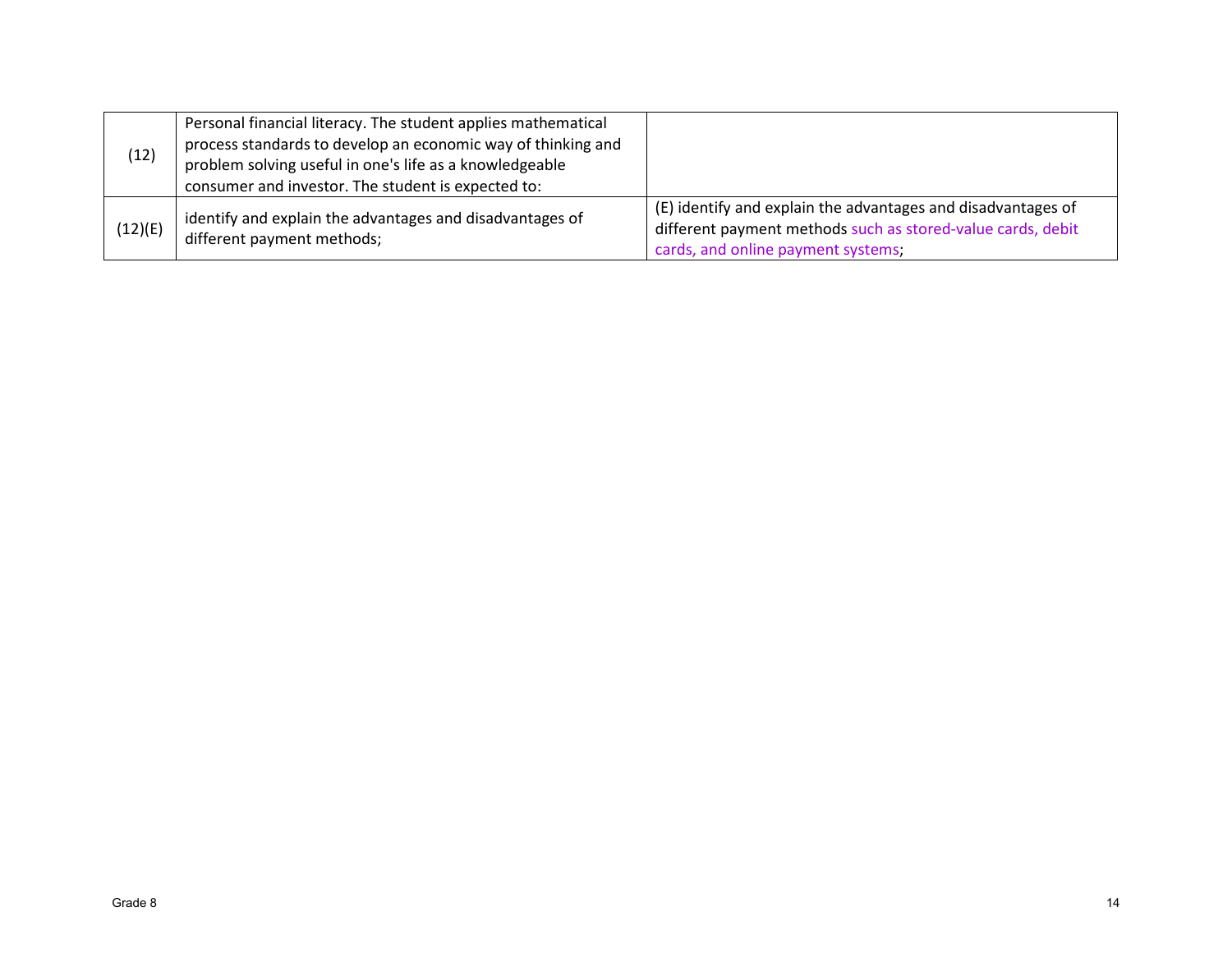| | | |
|---|---|---|
| (12) | Personal financial literacy. The student applies mathematical process standards to develop an economic way of thinking and problem solving useful in one's life as a knowledgeable consumer and investor. The student is expected to: | |
| (12)(E) | identify and explain the advantages and disadvantages of different payment methods; | (E) identify and explain the advantages and disadvantages of different payment methods such as stored-value cards, debit cards, and online payment systems; |